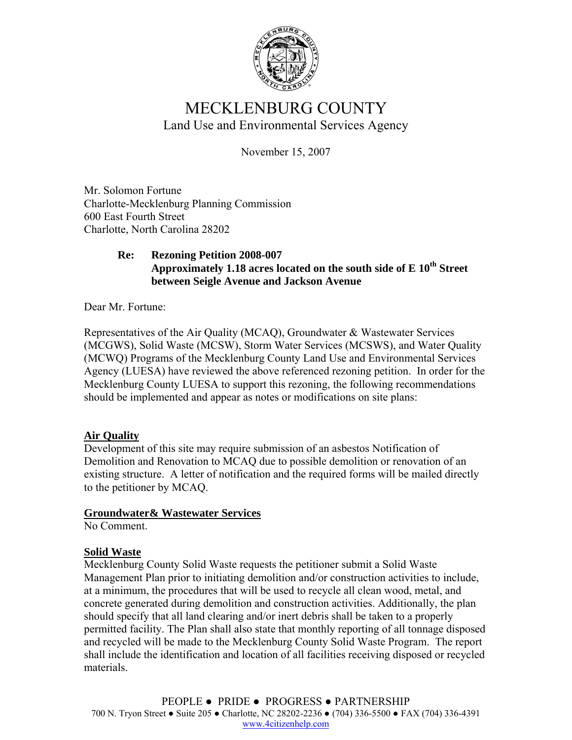# MECKLENBURG COUNTY

## Land Use and Environmental Services Agency

November 15, 2007

Mr. Solomon Fortune
Charlotte-Mecklenburg Planning Commission
600 East Fourth Street
Charlotte, North Carolina 28202

**Re: Rezoning Petition 2008-007**
**Approximately 1.18 acres located on the south side of E 10th Street between Seigle Avenue and Jackson Avenue**

Dear Mr. Fortune:

Representatives of the Air Quality (MCAQ), Groundwater & Wastewater Services (MCGWS), Solid Waste (MCSW), Storm Water Services (MCSWS), and Water Quality (MCWQ) Programs of the Mecklenburg County Land Use and Environmental Services Agency (LUESA) have reviewed the above referenced rezoning petition. In order for the Mecklenburg County LUESA to support this rezoning, the following recommendations should be implemented and appear as notes or modifications on site plans:

**Air Quality**

Development of this site may require submission of an asbestos Notification of Demolition and Renovation to MCAQ due to possible demolition or renovation of an existing structure. A letter of notification and the required forms will be mailed directly to the petitioner by MCAQ.

**Groundwater& Wastewater Services**

No Comment.

**Solid Waste**

Mecklenburg County Solid Waste requests the petitioner submit a Solid Waste Management Plan prior to initiating demolition and/or construction activities to include, at a minimum, the procedures that will be used to recycle all clean wood, metal, and concrete generated during demolition and construction activities. Additionally, the plan should specify that all land clearing and/or inert debris shall be taken to a properly permitted facility. The Plan shall also state that monthly reporting of all tonnage disposed and recycled will be made to the Mecklenburg County Solid Waste Program. The report shall include the identification and location of all facilities receiving disposed or recycled materials.

PEOPLE ● PRIDE ● PROGRESS ● PARTNERSHIP
700 N. Tryon Street ● Suite 205 ● Charlotte, NC 28202-2236 ● (704) 336-5500 ● FAX (704) 336-4391
www.4citizenhelp.com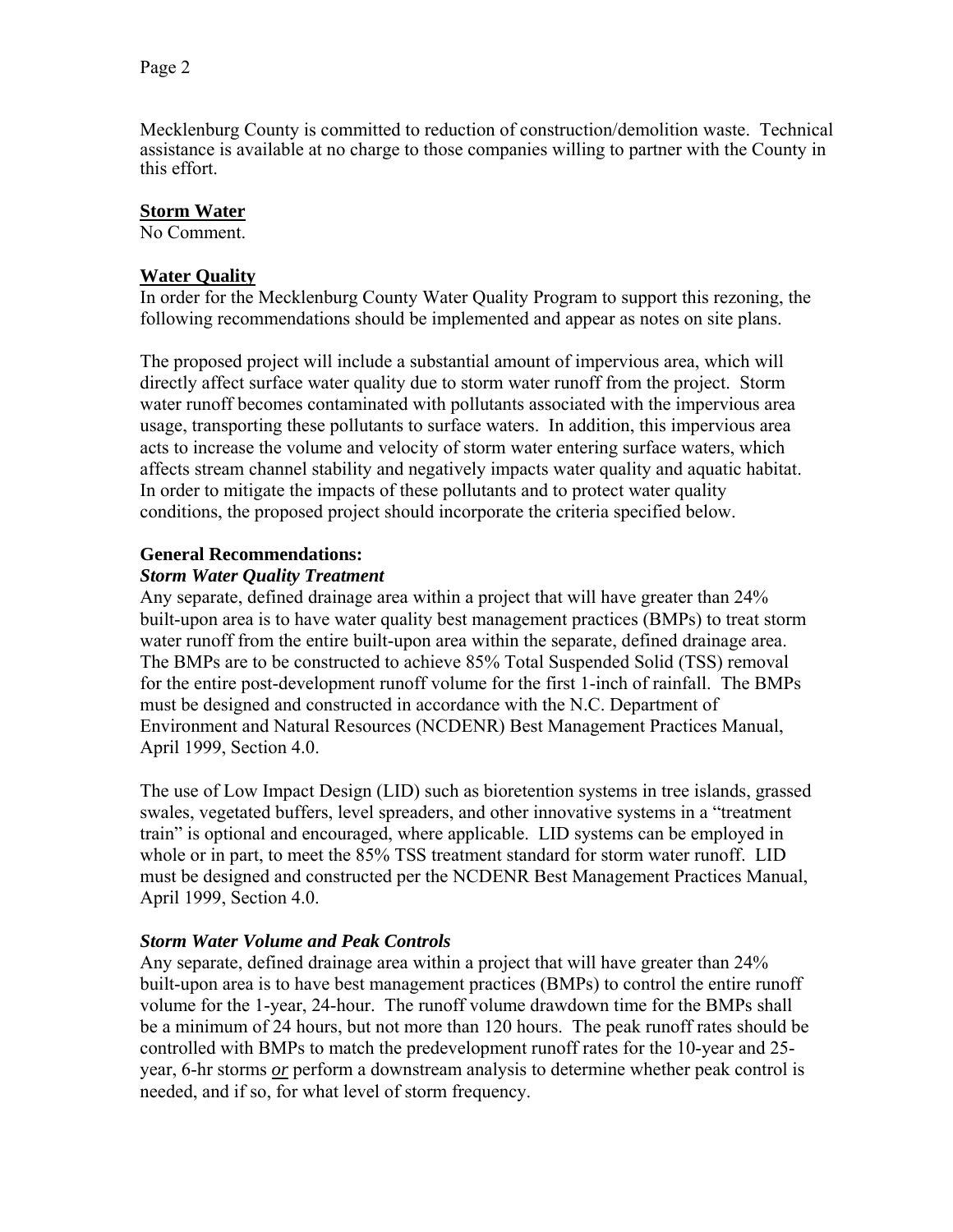Mecklenburg County is committed to reduction of construction/demolition waste. Technical assistance is available at no charge to those companies willing to partner with the County in this effort.

**Storm Water**

No Comment.

**Water Quality**

In order for the Mecklenburg County Water Quality Program to support this rezoning, the following recommendations should be implemented and appear as notes on site plans.

The proposed project will include a substantial amount of impervious area, which will directly affect surface water quality due to storm water runoff from the project. Storm water runoff becomes contaminated with pollutants associated with the impervious area usage, transporting these pollutants to surface waters. In addition, this impervious area acts to increase the volume and velocity of storm water entering surface waters, which affects stream channel stability and negatively impacts water quality and aquatic habitat. In order to mitigate the impacts of these pollutants and to protect water quality conditions, the proposed project should incorporate the criteria specified below.

**General Recommendations:**

***Storm Water Quality Treatment***

Any separate, defined drainage area within a project that will have greater than 24% built-upon area is to have water quality best management practices (BMPs) to treat storm water runoff from the entire built-upon area within the separate, defined drainage area. The BMPs are to be constructed to achieve 85% Total Suspended Solid (TSS) removal for the entire post-development runoff volume for the first 1-inch of rainfall. The BMPs must be designed and constructed in accordance with the N.C. Department of Environment and Natural Resources (NCDENR) Best Management Practices Manual, April 1999, Section 4.0.

The use of Low Impact Design (LID) such as bioretention systems in tree islands, grassed swales, vegetated buffers, level spreaders, and other innovative systems in a "treatment train" is optional and encouraged, where applicable. LID systems can be employed in whole or in part, to meet the 85% TSS treatment standard for storm water runoff. LID must be designed and constructed per the NCDENR Best Management Practices Manual, April 1999, Section 4.0.

***Storm Water Volume and Peak Controls***

Any separate, defined drainage area within a project that will have greater than 24% built-upon area is to have best management practices (BMPs) to control the entire runoff volume for the 1-year, 24-hour. The runoff volume drawdown time for the BMPs shall be a minimum of 24 hours, but not more than 120 hours. The peak runoff rates should be controlled with BMPs to match the predevelopment runoff rates for the 10-year and 25-year, 6-hr storms ***or*** perform a downstream analysis to determine whether peak control is needed, and if so, for what level of storm frequency.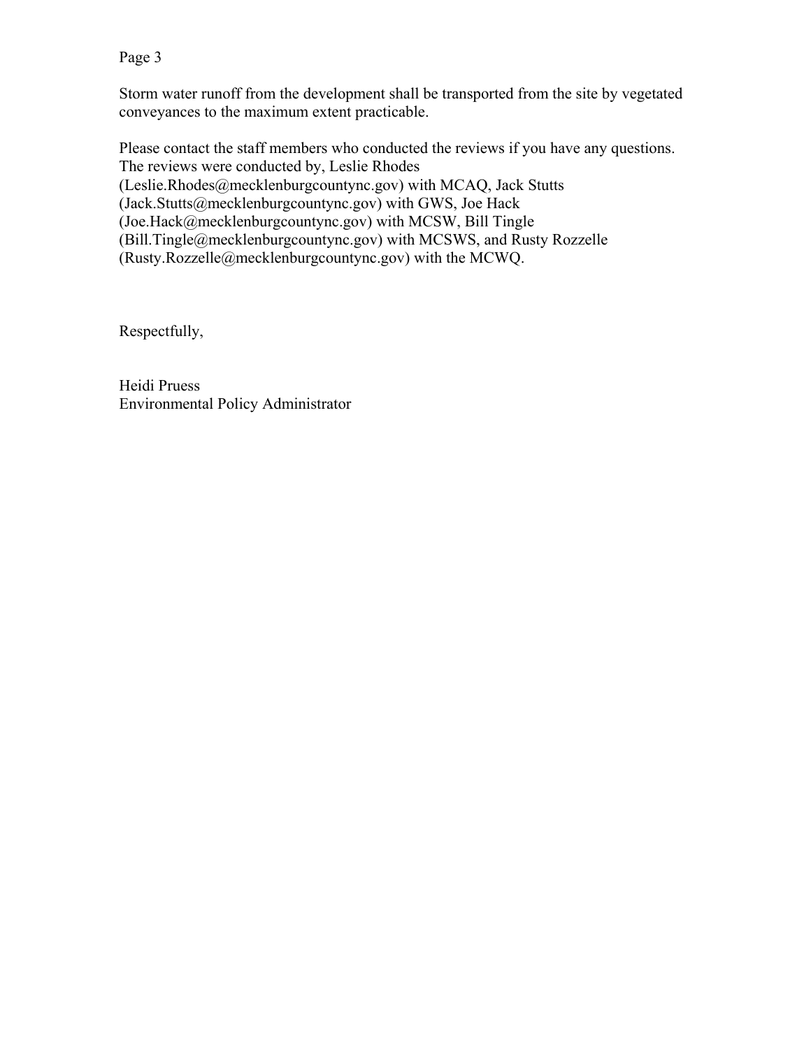Storm water runoff from the development shall be transported from the site by vegetated conveyances to the maximum extent practicable.

Please contact the staff members who conducted the reviews if you have any questions. The reviews were conducted by, Leslie Rhodes (Leslie.Rhodes@mecklenburgcountync.gov) with MCAQ, Jack Stutts (Jack.Stutts@mecklenburgcountync.gov) with GWS, Joe Hack (Joe.Hack@mecklenburgcountync.gov) with MCSW, Bill Tingle (Bill.Tingle@mecklenburgcountync.gov) with MCSWS, and Rusty Rozzelle (Rusty.Rozzelle@mecklenburgcountync.gov) with the MCWQ.

Respectfully,

Heidi Pruess
Environmental Policy Administrator